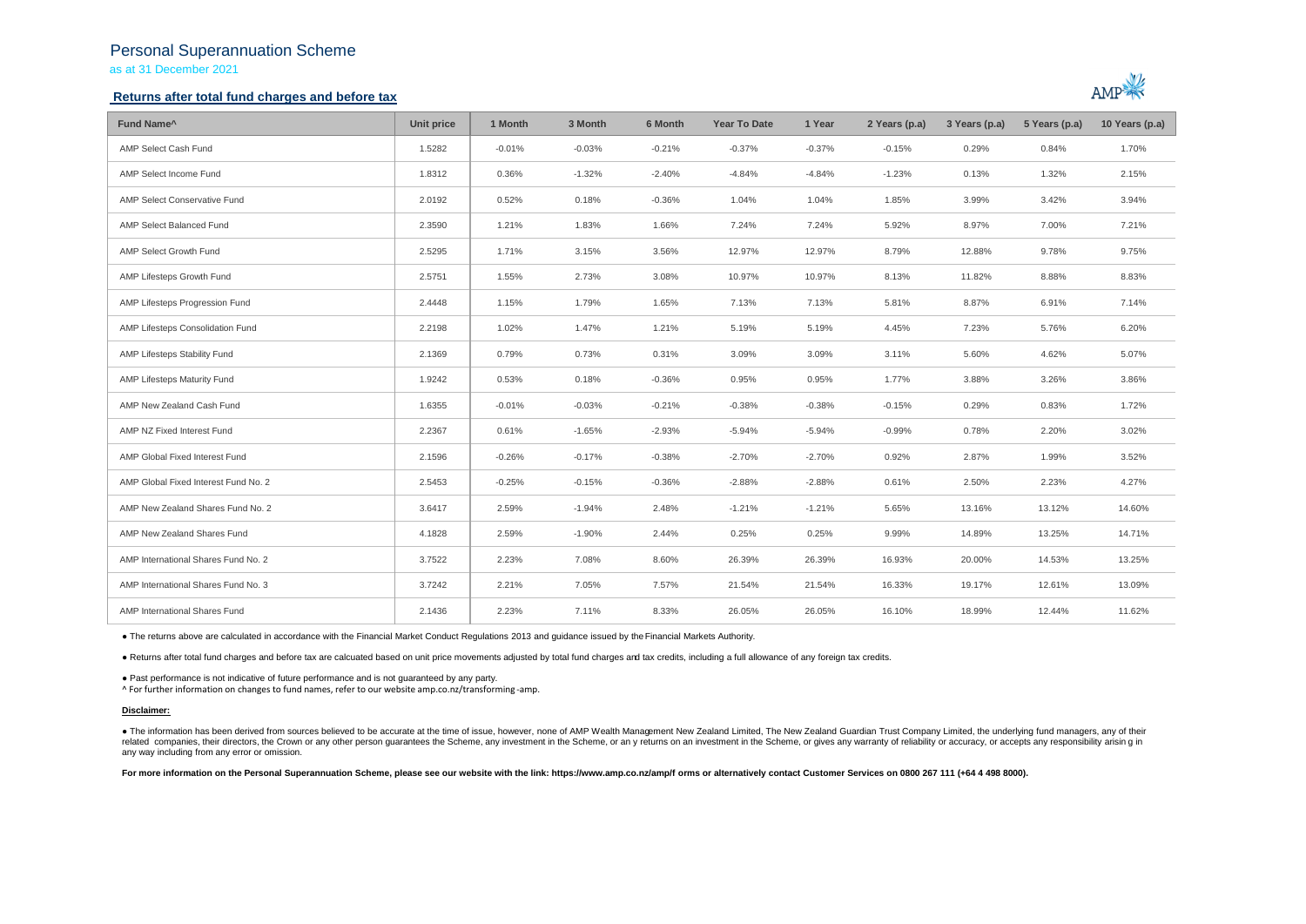# Personal Superannuation Scheme

as at 31 December 2021

## Returns after total fund charges and before tax

| Fund Name^ | Unit price | 1 Month | 3 Month | 6 Month | Year To Date | 1 Year | 2 Years (p.a) | 3 Years (p.a) | 5 Years (p.a) | 10 Years (p.a) |
|---|---|---|---|---|---|---|---|---|---|---|
| AMP Select Cash Fund | 1.5282 | -0.01% | -0.03% | -0.21% | -0.37% | -0.37% | -0.15% | 0.29% | 0.84% | 1.70% |
| AMP Select Income Fund | 1.8312 | 0.36% | -1.32% | -2.40% | -4.84% | -4.84% | -1.23% | 0.13% | 1.32% | 2.15% |
| AMP Select Conservative Fund | 2.0192 | 0.52% | 0.18% | -0.36% | 1.04% | 1.04% | 1.85% | 3.99% | 3.42% | 3.94% |
| AMP Select Balanced Fund | 2.3590 | 1.21% | 1.83% | 1.66% | 7.24% | 7.24% | 5.92% | 8.97% | 7.00% | 7.21% |
| AMP Select Growth Fund | 2.5295 | 1.71% | 3.15% | 3.56% | 12.97% | 12.97% | 8.79% | 12.88% | 9.78% | 9.75% |
| AMP Lifesteps Growth Fund | 2.5751 | 1.55% | 2.73% | 3.08% | 10.97% | 10.97% | 8.13% | 11.82% | 8.88% | 8.83% |
| AMP Lifesteps Progression Fund | 2.4448 | 1.15% | 1.79% | 1.65% | 7.13% | 7.13% | 5.81% | 8.87% | 6.91% | 7.14% |
| AMP Lifesteps Consolidation Fund | 2.2198 | 1.02% | 1.47% | 1.21% | 5.19% | 5.19% | 4.45% | 7.23% | 5.76% | 6.20% |
| AMP Lifesteps Stability Fund | 2.1369 | 0.79% | 0.73% | 0.31% | 3.09% | 3.09% | 3.11% | 5.60% | 4.62% | 5.07% |
| AMP Lifesteps Maturity Fund | 1.9242 | 0.53% | 0.18% | -0.36% | 0.95% | 0.95% | 1.77% | 3.88% | 3.26% | 3.86% |
| AMP New Zealand Cash Fund | 1.6355 | -0.01% | -0.03% | -0.21% | -0.38% | -0.38% | -0.15% | 0.29% | 0.83% | 1.72% |
| AMP NZ Fixed Interest Fund | 2.2367 | 0.61% | -1.65% | -2.93% | -5.94% | -5.94% | -0.99% | 0.78% | 2.20% | 3.02% |
| AMP Global Fixed Interest Fund | 2.1596 | -0.26% | -0.17% | -0.38% | -2.70% | -2.70% | 0.92% | 2.87% | 1.99% | 3.52% |
| AMP Global Fixed Interest Fund No. 2 | 2.5453 | -0.25% | -0.15% | -0.36% | -2.88% | -2.88% | 0.61% | 2.50% | 2.23% | 4.27% |
| AMP New Zealand Shares Fund No. 2 | 3.6417 | 2.59% | -1.94% | 2.48% | -1.21% | -1.21% | 5.65% | 13.16% | 13.12% | 14.60% |
| AMP New Zealand Shares Fund | 4.1828 | 2.59% | -1.90% | 2.44% | 0.25% | 0.25% | 9.99% | 14.89% | 13.25% | 14.71% |
| AMP International Shares Fund No. 2 | 3.7522 | 2.23% | 7.08% | 8.60% | 26.39% | 26.39% | 16.93% | 20.00% | 14.53% | 13.25% |
| AMP International Shares Fund No. 3 | 3.7242 | 2.21% | 7.05% | 7.57% | 21.54% | 21.54% | 16.33% | 19.17% | 12.61% | 13.09% |
| AMP International Shares Fund | 2.1436 | 2.23% | 7.11% | 8.33% | 26.05% | 26.05% | 16.10% | 18.99% | 12.44% | 11.62% |

- The returns above are calculated in accordance with the Financial Market Conduct Regulations 2013 and guidance issued by the Financial Markets Authority.

- Returns after total fund charges and before tax are calcuated based on unit price movements adjusted by total fund charges and tax credits, including a full allowance of any foreign tax credits.

- Past performance is not indicative of future performance and is not guaranteed by any party.

^ For further information on changes to fund names, refer to our website amp.co.nz/transforming-amp.

**Disclaimer:**

- The information has been derived from sources believed to be accurate at the time of issue, however, none of AMP Wealth Management New Zealand Limited, The New Zealand Guardian Trust Company Limited, the underlying fund managers, any of their related companies, their directors, the Crown or any other person guarantees the Scheme, any investment in the Scheme, or an y returns on an investment in the Scheme, or gives any warranty of reliability or accuracy, or accepts any responsibility arisin g in any way including from any error or omission.

**For more information on the Personal Superannuation Scheme, please see our website with the link: https://www.amp.co.nz/amp/f orms or alternatively contact Customer Services on 0800 267 111 (+64 4 498 8000).**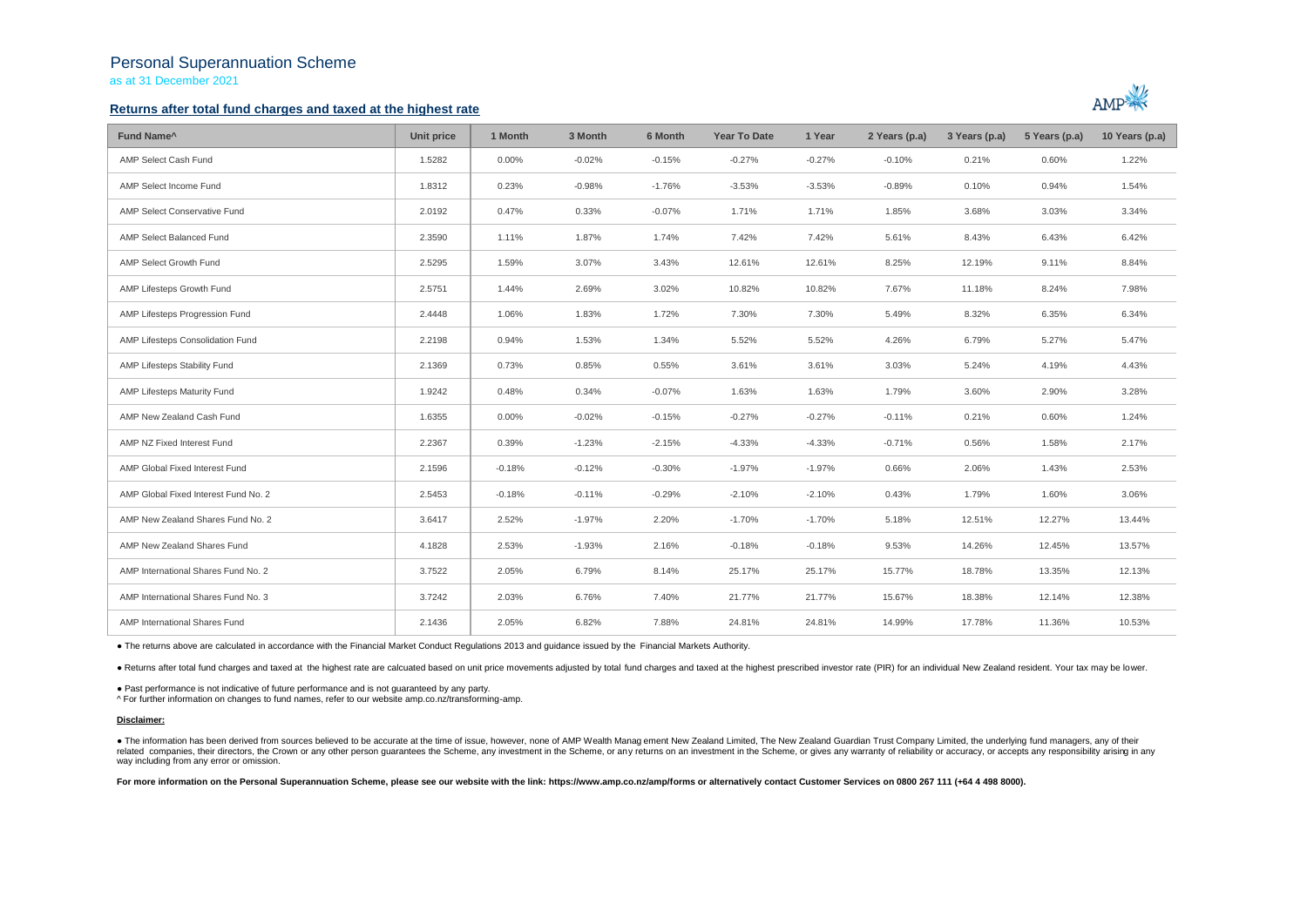# Personal Superannuation Scheme

as at 31 December 2021

## Returns after total fund charges and taxed at the highest rate

| Fund Name^ | Unit price | 1 Month | 3 Month | 6 Month | Year To Date | 1 Year | 2 Years (p.a) | 3 Years (p.a) | 5 Years (p.a) | 10 Years (p.a) |
|---|---|---|---|---|---|---|---|---|---|---|
| AMP Select Cash Fund | 1.5282 | 0.00% | -0.02% | -0.15% | -0.27% | -0.27% | -0.10% | 0.21% | 0.60% | 1.22% |
| AMP Select Income Fund | 1.8312 | 0.23% | -0.98% | -1.76% | -3.53% | -3.53% | -0.89% | 0.10% | 0.94% | 1.54% |
| AMP Select Conservative Fund | 2.0192 | 0.47% | 0.33% | -0.07% | 1.71% | 1.71% | 1.85% | 3.68% | 3.03% | 3.34% |
| AMP Select Balanced Fund | 2.3590 | 1.11% | 1.87% | 1.74% | 7.42% | 7.42% | 5.61% | 8.43% | 6.43% | 6.42% |
| AMP Select Growth Fund | 2.5295 | 1.59% | 3.07% | 3.43% | 12.61% | 12.61% | 8.25% | 12.19% | 9.11% | 8.84% |
| AMP Lifesteps Growth Fund | 2.5751 | 1.44% | 2.69% | 3.02% | 10.82% | 10.82% | 7.67% | 11.18% | 8.24% | 7.98% |
| AMP Lifesteps Progression Fund | 2.4448 | 1.06% | 1.83% | 1.72% | 7.30% | 7.30% | 5.49% | 8.32% | 6.35% | 6.34% |
| AMP Lifesteps Consolidation Fund | 2.2198 | 0.94% | 1.53% | 1.34% | 5.52% | 5.52% | 4.26% | 6.79% | 5.27% | 5.47% |
| AMP Lifesteps Stability Fund | 2.1369 | 0.73% | 0.85% | 0.55% | 3.61% | 3.61% | 3.03% | 5.24% | 4.19% | 4.43% |
| AMP Lifesteps Maturity Fund | 1.9242 | 0.48% | 0.34% | -0.07% | 1.63% | 1.63% | 1.79% | 3.60% | 2.90% | 3.28% |
| AMP New Zealand Cash Fund | 1.6355 | 0.00% | -0.02% | -0.15% | -0.27% | -0.27% | -0.11% | 0.21% | 0.60% | 1.24% |
| AMP NZ Fixed Interest Fund | 2.2367 | 0.39% | -1.23% | -2.15% | -4.33% | -4.33% | -0.71% | 0.56% | 1.58% | 2.17% |
| AMP Global Fixed Interest Fund | 2.1596 | -0.18% | -0.12% | -0.30% | -1.97% | -1.97% | 0.66% | 2.06% | 1.43% | 2.53% |
| AMP Global Fixed Interest Fund No. 2 | 2.5453 | -0.18% | -0.11% | -0.29% | -2.10% | -2.10% | 0.43% | 1.79% | 1.60% | 3.06% |
| AMP New Zealand Shares Fund No. 2 | 3.6417 | 2.52% | -1.97% | 2.20% | -1.70% | -1.70% | 5.18% | 12.51% | 12.27% | 13.44% |
| AMP New Zealand Shares Fund | 4.1828 | 2.53% | -1.93% | 2.16% | -0.18% | -0.18% | 9.53% | 14.26% | 12.45% | 13.57% |
| AMP International Shares Fund No. 2 | 3.7522 | 2.05% | 6.79% | 8.14% | 25.17% | 25.17% | 15.77% | 18.78% | 13.35% | 12.13% |
| AMP International Shares Fund No. 3 | 3.7242 | 2.03% | 6.76% | 7.40% | 21.77% | 21.77% | 15.67% | 18.38% | 12.14% | 12.38% |
| AMP International Shares Fund | 2.1436 | 2.05% | 6.82% | 7.88% | 24.81% | 24.81% | 14.99% | 17.78% | 11.36% | 10.53% |

● The returns above are calculated in accordance with the Financial Market Conduct Regulations 2013 and guidance issued by the Financial Markets Authority.

● Returns after total fund charges and taxed at the highest rate are calcuated based on unit price movements adjusted by total fund charges and taxed at the highest prescribed investor rate (PIR) for an individual New Zealand resident. Your tax may be lower.

● Past performance is not indicative of future performance and is not guaranteed by any party.

^ For further information on changes to fund names, refer to our website amp.co.nz/transforming-amp.

**Disclaimer:**

● The information has been derived from sources believed to be accurate at the time of issue, however, none of AMP Wealth Management New Zealand Limited, The New Zealand Guardian Trust Company Limited, the underlying fund managers, any of their related companies, their directors, the Crown or any other person guarantees the Scheme, any investment in the Scheme, or any returns on an investment in the Scheme, or gives any warranty of reliability or accuracy, or accepts any responsibility arising in any way including from any error or omission.

**For more information on the Personal Superannuation Scheme, please see our website with the link: https://www.amp.co.nz/amp/forms or alternatively contact Customer Services on 0800 267 111 (+64 4 498 8000).**